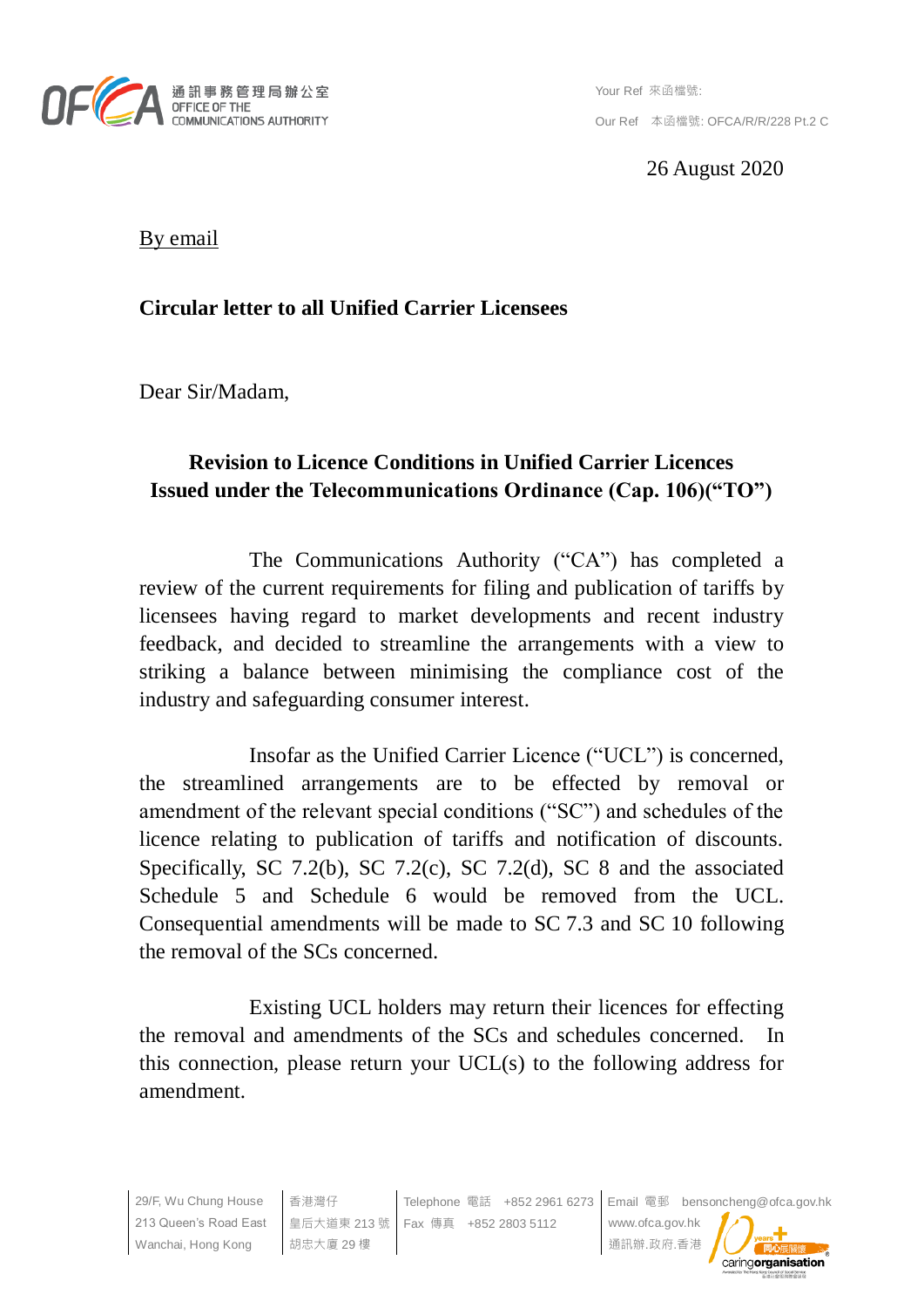通訊事務管理局辦公室
OFFICE OF THE COMMUNICATIONS AUTHORITY

Your Ref 來函檔號:

Our Ref 本函檔號: OFCA/R/R/228 Pt.2 C

26 August 2020

By email

**Circular letter to all Unified Carrier Licensees**

Dear Sir/Madam,

## Revision to Licence Conditions in Unified Carrier Licences Issued under the Telecommunications Ordinance (Cap. 106)("TO")

The Communications Authority ("CA") has completed a review of the current requirements for filing and publication of tariffs by licensees having regard to market developments and recent industry feedback, and decided to streamline the arrangements with a view to striking a balance between minimising the compliance cost of the industry and safeguarding consumer interest.

Insofar as the Unified Carrier Licence ("UCL") is concerned, the streamlined arrangements are to be effected by removal or amendment of the relevant special conditions ("SC") and schedules of the licence relating to publication of tariffs and notification of discounts. Specifically, SC 7.2(b), SC 7.2(c), SC 7.2(d), SC 8 and the associated Schedule 5 and Schedule 6 would be removed from the UCL. Consequential amendments will be made to SC 7.3 and SC 10 following the removal of the SCs concerned.

Existing UCL holders may return their licences for effecting the removal and amendments of the SCs and schedules concerned. In this connection, please return your UCL(s) to the following address for amendment.

29/F, Wu Chung House, 213 Queen's Road East, Wanchai, Hong Kong
香港灣仔皇后大道東213號胡忠大廈29樓
Telephone 電話 +852 2961 6273
Fax 傳真 +852 2803 5112
Email 電郵 bensoncheng@ofca.gov.hk
www.ofca.gov.hk
通訊辦.政府.香港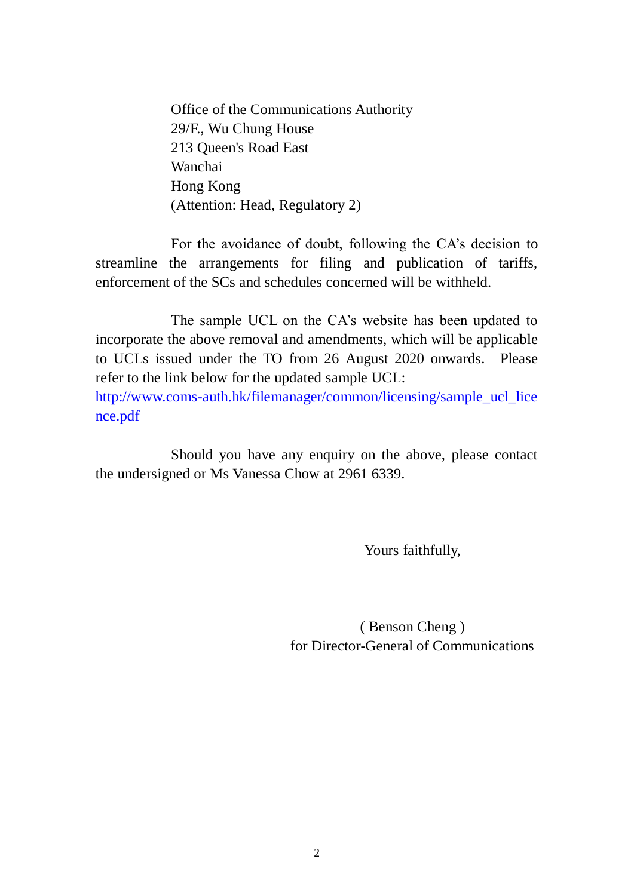Office of the Communications Authority
29/F., Wu Chung House
213 Queen's Road East
Wanchai
Hong Kong
(Attention: Head, Regulatory 2)

For the avoidance of doubt, following the CA's decision to streamline the arrangements for filing and publication of tariffs, enforcement of the SCs and schedules concerned will be withheld.

The sample UCL on the CA's website has been updated to incorporate the above removal and amendments, which will be applicable to UCLs issued under the TO from 26 August 2020 onwards. Please refer to the link below for the updated sample UCL:
http://www.coms-auth.hk/filemanager/common/licensing/sample_ucl_licence.pdf

Should you have any enquiry on the above, please contact the undersigned or Ms Vanessa Chow at 2961 6339.

Yours faithfully,

( Benson Cheng )
for Director-General of Communications